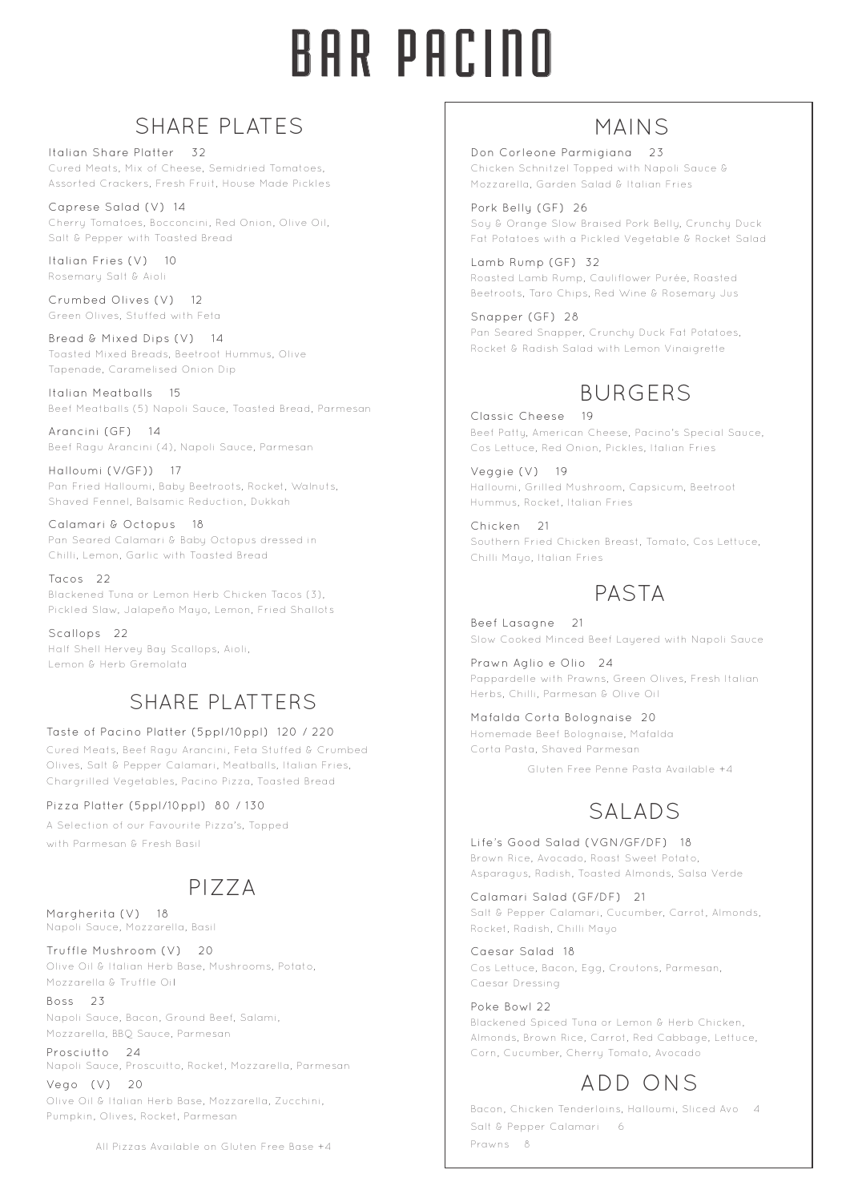# BAR PACINO

## SHARE PLATES

**Italian Share Platter** 32
Cured Meats, Mix of Cheese, Semidried Tomatoes, Assorted Crackers, Fresh Fruit, House Made Pickles

**Caprese Salad (V)** 14
Cherry Tomatoes, Bocconcini, Red Onion, Olive Oil, Salt & Pepper with Toasted Bread

**Italian Fries (V)** 10
Rosemary Salt & Aioli

**Crumbed Olives (V)** 12
Green Olives, Stuffed with Feta

**Bread & Mixed Dips (V)** 14
Toasted Mixed Breads, Beetroot Hummus, Olive Tapenade, Caramelised Onion Dip

**Italian Meatballs** 15
Beef Meatballs (5) Napoli Sauce, Toasted Bread, Parmesan

**Arancini (GF)** 14
Beef Ragu Arancini (4), Napoli Sauce, Parmesan

**Halloumi (V/GF))** 17
Pan Fried Halloumi, Baby Beetroots, Rocket, Walnuts, Shaved Fennel, Balsamic Reduction, Dukkah

**Calamari & Octopus** 18
Pan Seared Calamari & Baby Octopus dressed in Chilli, Lemon, Garlic with Toasted Bread

**Tacos** 22
Blackened Tuna or Lemon Herb Chicken Tacos (3), Pickled Slaw, Jalapeño Mayo, Lemon, Fried Shallots

**Scallops** 22
Half Shell Hervey Bay Scallops, Aioli, Lemon & Herb Gremolata

## SHARE PLATTERS

**Taste of Pacino Platter (5ppl/10ppl)** 120 / 220
Cured Meats, Beef Ragu Arancini, Feta Stuffed & Crumbed Olives, Salt & Pepper Calamari, Meatballs, Italian Fries, Chargrilled Vegetables, Pacino Pizza, Toasted Bread

**Pizza Platter (5ppl/10ppl)** 80 / 130
A Selection of our Favourite Pizza's, Topped with Parmesan & Fresh Basil

## PIZZA

**Margherita (V)** 18
Napoli Sauce, Mozzarella, Basil

**Truffle Mushroom (V)** 20
Olive Oil & Italian Herb Base, Mushrooms, Potato, Mozzarella & Truffle Oil

**Boss** 23
Napoli Sauce, Bacon, Ground Beef, Salami, Mozzarella, BBQ Sauce, Parmesan

**Prosciutto** 24
Napoli Sauce, Proscuitto, Rocket, Mozzarella, Parmesan

**Vego (V)** 20
Olive Oil & Italian Herb Base, Mozzarella, Zucchini, Pumpkin, Olives, Rocket, Parmesan

All Pizzas Available on Gluten Free Base +4

## MAINS

**Don Corleone Parmigiana** 23
Chicken Schnitzel Topped with Napoli Sauce & Mozzarella, Garden Salad & Italian Fries

**Pork Belly (GF)** 26
Soy & Orange Slow Braised Pork Belly, Crunchy Duck Fat Potatoes with a Pickled Vegetable & Rocket Salad

**Lamb Rump (GF)** 32
Roasted Lamb Rump, Cauliflower Purée, Roasted Beetroots, Taro Chips, Red Wine & Rosemary Jus

**Snapper (GF)** 28
Pan Seared Snapper, Crunchy Duck Fat Potatoes, Rocket & Radish Salad with Lemon Vinaigrette

## BURGERS

**Classic Cheese** 19
Beef Patty, American Cheese, Pacino's Special Sauce, Cos Lettuce, Red Onion, Pickles, Italian Fries

**Veggie (V)** 19
Halloumi, Grilled Mushroom, Capsicum, Beetroot Hummus, Rocket, Italian Fries

**Chicken** 21
Southern Fried Chicken Breast, Tomato, Cos Lettuce, Chilli Mayo, Italian Fries

## PASTA

**Beef Lasagne** 21
Slow Cooked Minced Beef Layered with Napoli Sauce

**Prawn Aglio e Olio** 24
Pappardelle with Prawns, Green Olives, Fresh Italian Herbs, Chilli, Parmesan & Olive Oil

**Mafalda Corta Bolognaise** 20
Homemade Beef Bolognaise, Mafalda Corta Pasta, Shaved Parmesan

Gluten Free Penne Pasta Available +4

## SALADS

**Life's Good Salad (VGN/GF/DF)** 18
Brown Rice, Avocado, Roast Sweet Potato, Asparagus, Radish, Toasted Almonds, Salsa Verde

**Calamari Salad (GF/DF)** 21
Salt & Pepper Calamari, Cucumber, Carrot, Almonds, Rocket, Radish, Chilli Mayo

**Caesar Salad** 18
Cos Lettuce, Bacon, Egg, Croutons, Parmesan, Caesar Dressing

**Poke Bowl** 22
Blackened Spiced Tuna or Lemon & Herb Chicken, Almonds, Brown Rice, Carrot, Red Cabbage, Lettuce, Corn, Cucumber, Cherry Tomato, Avocado

## ADD ONS

Bacon, Chicken Tenderloins, Halloumi, Sliced Avo 4
Salt & Pepper Calamari 6
Prawns 8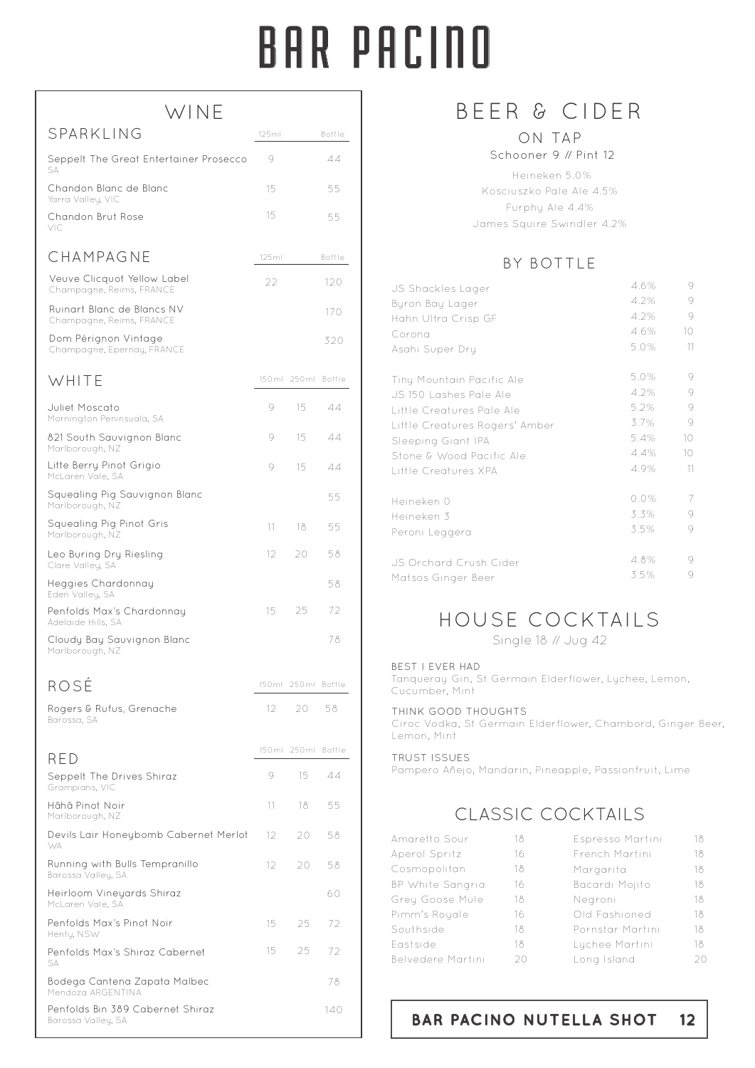# BAR PACINO

## WINE

### SPARKLING

| | 125ml | Bottle |
|---|---|---|
| Seppelt The Great Entertainer Prosecco<br>SA | 9 | 44 |
| Chandon Blanc de Blanc<br>Yarra Valley, VIC | 15 | 55 |
| Chandon Brut Rose<br>VIC | 15 | 55 |

### CHAMPAGNE

| | 125ml | Bottle |
|---|---|---|
| Veuve Clicquot Yellow Label<br>Champagne, Reims, FRANCE | 22 | 120 |
| Ruinart Blanc de Blancs NV<br>Champagne, Reims, FRANCE | | 170 |
| Dom Pérignon Vintage<br>Champagne, Epernay, FRANCE | | 320 |

### WHITE

| | 150ml | 250ml | Bottle |
|---|---|---|---|
| Juliet Moscato<br>Mornington Peninsuala, SA | 9 | 15 | 44 |
| 821 South Sauvignon Blanc<br>Marlborough, NZ | 9 | 15 | 44 |
| Litte Berry Pinot Grigio<br>McLaren Vale, SA | 9 | 15 | 44 |
| Squealing Pig Sauvignon Blanc<br>Marlborough, NZ | | | 55 |
| Squealing Pig Pinot Gris<br>Marlborough, NZ | 11 | 18 | 55 |
| Leo Buring Dry Riesling<br>Clare Valley, SA | 12 | 20 | 58 |
| Heggies Chardonnay<br>Eden Valley, SA | | | 58 |
| Penfolds Max's Chardonnay<br>Adelaide Hills, SA | 15 | 25 | 72 |
| Cloudy Bay Sauvignon Blanc<br>Marlborough, NZ | | | 78 |

### ROSÉ

| | 150ml | 250ml | Bottle |
|---|---|---|---|
| Rogers & Rufus, Grenache<br>Barossa, SA | 12 | 20 | 58 |

### RED

| | 150ml | 250ml | Bottle |
|---|---|---|---|
| Seppelt The Drives Shiraz<br>Grampians, VIC | 9 | 15 | 44 |
| Hãhã Pinot Noir<br>Marlborough, NZ | 11 | 18 | 55 |
| Devils Lair Honeybomb Cabernet Merlot<br>WA | 12 | 20 | 58 |
| Running with Bulls Tempranillo<br>Barossa Valley, SA | 12 | 20 | 58 |
| Heirloom Vineyards Shiraz<br>McLaren Vale, SA | | | 60 |
| Penfolds Max's Pinot Noir<br>Henty, NSW | 15 | 25 | 72 |
| Penfolds Max's Shiraz Cabernet<br>SA | 15 | 25 | 72 |
| Bodega Cantena Zapata Malbec<br>Mendoza ARGENTINA | | | 78 |
| Penfolds Bin 389 Cabernet Shiraz<br>Barossa Valley, SA | | | 140 |

## BEER & CIDER

### ON TAP

Schooner 9 // Pint 12

Heineken 5.0%
Kosciuszko Pale Ale 4.5%
Furphy Ale 4.4%
James Squire Swindler 4.2%

### BY BOTTLE

| | | |
|---|---|---|
| JS Shackles Lager | 4.6% | 9 |
| Byron Bay Lager | 4.2% | 9 |
| Hahn Ultra Crisp GF | 4.2% | 9 |
| Corona | 4.6% | 10 |
| Asahi Super Dry | 5.0% | 11 |
| Tiny Mountain Pacific Ale | 5.0% | 9 |
| JS 150 Lashes Pale Ale | 4.2% | 9 |
| Little Creatures Pale Ale | 5.2% | 9 |
| Little Creatures Rogers' Amber | 3.7% | 9 |
| Sleeping Giant IPA | 5.4% | 10 |
| Stone & Wood Pacific Ale | 4.4% | 10 |
| Little Creatures XPA | 4.9% | 11 |
| Heineken 0 | 0.0% | 7 |
| Heineken 3 | 3.3% | 9 |
| Peroni Leggera | 3.5% | 9 |
| JS Orchard Crush Cider | 4.8% | 9 |
| Matsos Ginger Beer | 3.5% | 9 |

## HOUSE COCKTAILS

Single 18 // Jug 42

**BEST I EVER HAD**
Tanqueray Gin, St Germain Elderflower, Lychee, Lemon, Cucumber, Mint

**THINK GOOD THOUGHTS**
Ciroc Vodka, St Germain Elderflower, Chambord, Ginger Beer, Lemon, Mint

**TRUST ISSUES**
Pampero Añejo, Mandarin, Pineapple, Passionfruit, Lime

## CLASSIC COCKTAILS

| | |
|---|---|
| Amaretto Sour | 18 |
| Aperol Spritz | 16 |
| Cosmopolitan | 18 |
| BP White Sangria | 16 |
| Grey Goose Mule | 18 |
| Pimm's Royale | 16 |
| Southside | 18 |
| Eastside | 18 |
| Belvedere Martini | 20 |
| Espresso Martini | 18 |
| French Martini | 18 |
| Margarita | 18 |
| Bacardi Mojito | 18 |
| Negroni | 18 |
| Old Fashioned | 18 |
| Pornstar Martini | 18 |
| Lychee Martini | 18 |
| Long Island | 20 |

**BAR PACINO NUTELLA SHOT 12**